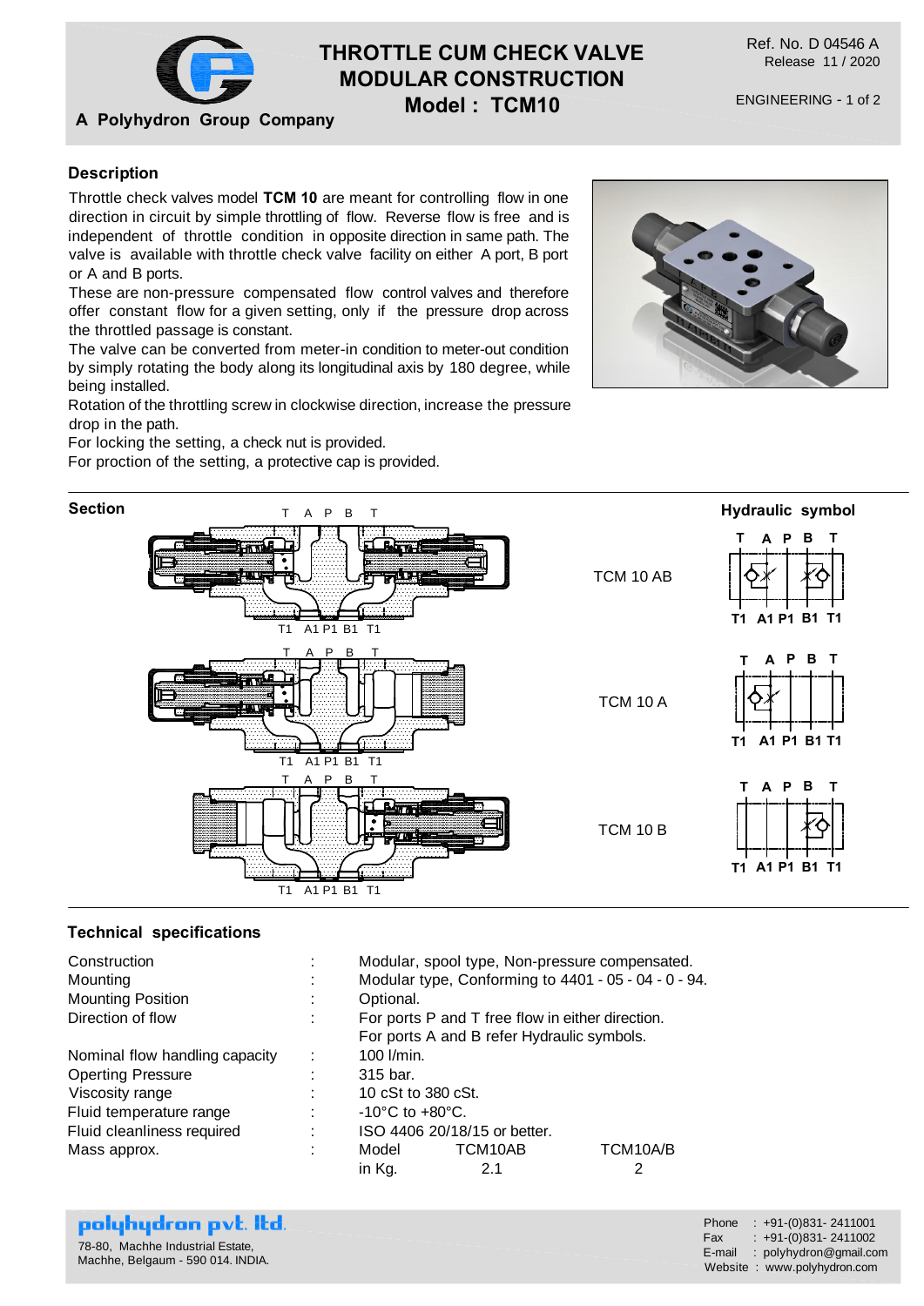A Polyhydron Group Company

# THROTTLE CUM CHECK VALVE MODULAR CONSTRUCTION

## Model : TCM10

Ref. No. D 04546 A
Release 11 / 2020

ENGINEERING

### Description

Throttle check valves model **TCM 10** are meant for controlling flow in one direction in circuit by simple throttling of flow. Reverse flow is free and is independent of throttle condition in opposite direction in same path. The valve is available with throttle check valve facility on either A port, B port or A and B ports.

These are non-pressure compensated flow control valves and therefore offer constant flow for a given setting, only if the pressure drop across the throttled passage is constant.

The valve can be converted from meter-in condition to meter-out condition by simply rotating the body along its longitudinal axis by 180 degree, while being installed.

Rotation of the throttling screw in clockwise direction, increase the pressure drop in the path.

For locking the setting, a check nut is provided.

For proction of the setting, a protective cap is provided.

### Section

T A P B T

T1 A1 P1 B1 T1

TCM 10 AB

TCM 10 A

TCM 10 B

### Hydraulic symbol

T A P B T

T1 A1 P1 B1 T1

### Technical specifications

| | | |
|---|---|---|
| Construction | : | Modular, spool type, Non-pressure compensated. |
| Mounting | : | Modular type, Conforming to 4401 - 05 - 04 - 0 - 94. |
| Mounting Position | : | Optional. |
| Direction of flow | : | For ports P and T free flow in either direction. For ports A and B refer Hydraulic symbols. |
| Nominal flow handling capacity | : | 100 l/min. |
| Operting Pressure | : | 315 bar. |
| Viscosity range | : | 10 cSt to 380 cSt. |
| Fluid temperature range | : | -10°C to +80°C. |
| Fluid cleanliness required | : | ISO 4406 20/18/15 or better. |
| Mass approx. | : | |

| Model | TCM10AB | TCM10A/B |
|---|---|---|
| in Kg. | 2.1 | 2 |

**polyhydron pvt. ltd.**
78-80, Machhe Industrial Estate,
Machhe, Belgaum - 590 014. INDIA.

Phone : +91-(0)831- 2411001
Fax : +91-(0)831- 2411002
E-mail : polyhydron@gmail.com
Website : www.polyhydron.com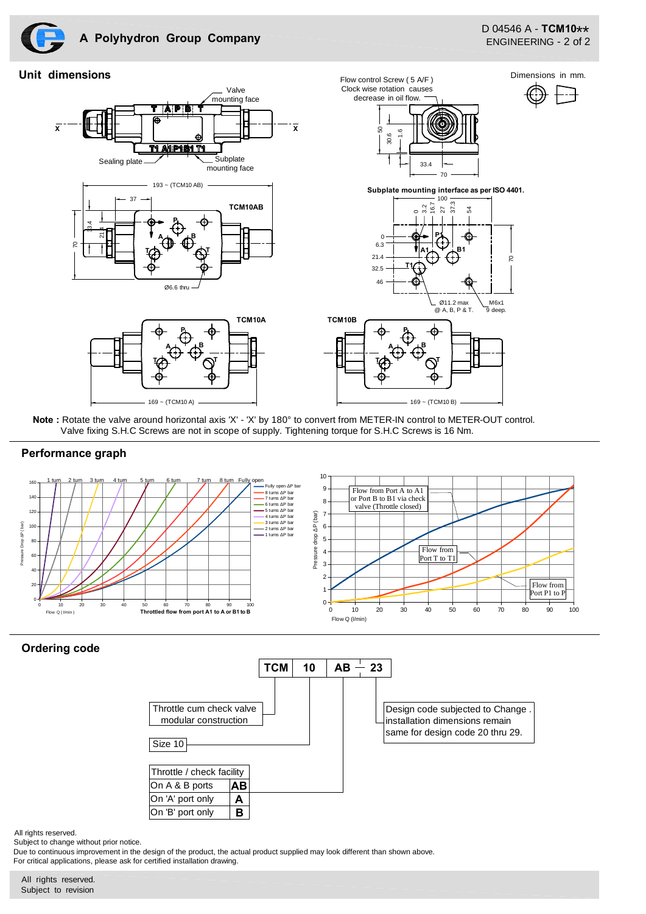## Unit dimensions

Dimensions in mm.

Valve mounting face

Sealing plate

Subplate mounting face

X X

T A P B T

T1 A1 P1 B1 T1

Flow control Screw ( 5 A/F ) Clock wise rotation causes decrease in oil flow.

50
30.6
1.6
33.4
70

193 ~ (TCM10 AB)

37

TCM10AB

33.4
21.4
70

P A B T T

Ø6.6 thru

Subplate mounting interface as per ISO 4401.

100
0 3.2 16.7 27 37.3 54

0
6.3
21.4
32.5
46

70

P1 A1 B1 T1

Ø11.2 max @ A, B, P & T.

M6x1 9 deep.

TCM10A

169 ~ (TCM10 A)

TCM10B

169 ~ (TCM10 B)

**Note :** Rotate the valve around horizontal axis 'X' - 'X' by 180° to convert from METER-IN control to METER-OUT control.
Valve fixing S.H.C Screws are not in scope of supply. Tightening torque for S.H.C Screws is 16 Nm.

## Performance graph

1 turn 2 turn 3 turn 4 turn 5 turn 6 turn 7 turn 8 turn Fully open

Fully open ΔP bar
8 turns ΔP bar
7 turns ΔP bar
6 turns ΔP bar
5 turns ΔP bar
4 turns ΔP bar
3 turns ΔP bar
2 turns ΔP bar
1 turns ΔP bar

Pressure Drop ΔP ( bar)

0 20 40 60 80 100 120 140 160

0 10 20 30 40 50 60 70 80 90 100

Flow Q ( l/min )

Throttled flow from port A1 to A or B1 to B

Flow from Port A to A1 or Port B to B1 via check valve (Throttle closed)

Flow from Port T to T1

Flow from Port P1 to P

Pressure drop ΔP (bar)

0 1 2 3 4 5 6 7 8 9 10

0 10 20 30 40 50 60 70 80 90 100

Flow Q (l/min)

## Ordering code

| TCM | 10 | AB | – | 23 |
|---|---|---|---|---|

- TCM: Throttle cum check valve modular construction
- 10: Size 10
- 23: Design code subjected to Change . installation dimensions remain same for design code 20 thru 29.

| Throttle / check facility | |
|---|---|
| On A & B ports | **AB** |
| On 'A' port only | **A** |
| On 'B' port only | **B** |

All rights reserved.
Subject to change without prior notice.
Due to continuous improvement in the design of the product, the actual product supplied may look different than shown above.
For critical applications, please ask for certified installation drawing.